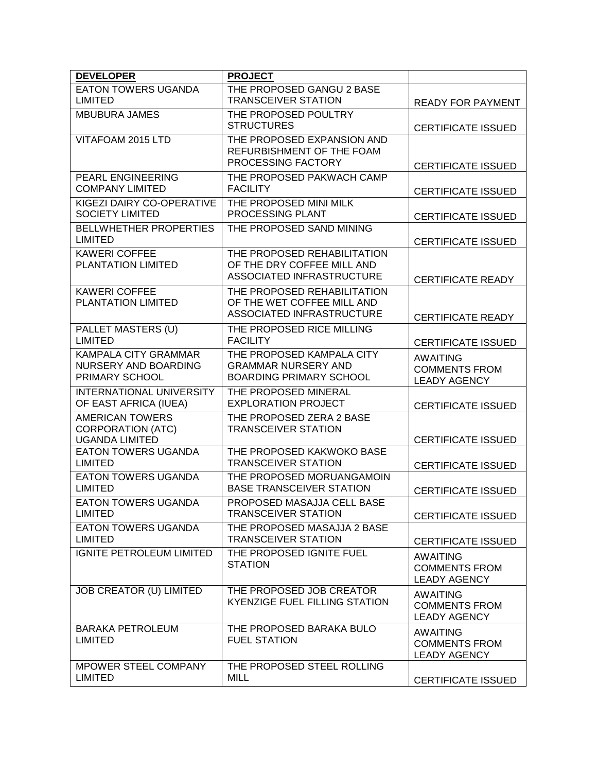| **DEVELOPER** | **PROJECT** | |
|---|---|---|
| EATON TOWERS UGANDA LIMITED | THE PROPOSED GANGU 2 BASE TRANSCEIVER STATION | READY FOR PAYMENT |
| MBUBURA JAMES | THE PROPOSED POULTRY STRUCTURES | CERTIFICATE ISSUED |
| VITAFOAM 2015 LTD | THE PROPOSED EXPANSION AND REFURBISHMENT OF THE FOAM PROCESSING FACTORY | CERTIFICATE ISSUED |
| PEARL ENGINEERING COMPANY LIMITED | THE PROPOSED PAKWACH CAMP FACILITY | CERTIFICATE ISSUED |
| KIGEZI DAIRY CO-OPERATIVE SOCIETY LIMITED | THE PROPOSED MINI MILK PROCESSING PLANT | CERTIFICATE ISSUED |
| BELLWHETHER PROPERTIES LIMITED | THE PROPOSED SAND MINING | CERTIFICATE ISSUED |
| KAWERI COFFEE PLANTATION LIMITED | THE PROPOSED REHABILITATION OF THE DRY COFFEE MILL AND ASSOCIATED INFRASTRUCTURE | CERTIFICATE READY |
| KAWERI COFFEE PLANTATION LIMITED | THE PROPOSED REHABILITATION OF THE WET COFFEE MILL AND ASSOCIATED INFRASTRUCTURE | CERTIFICATE READY |
| PALLET MASTERS (U) LIMITED | THE PROPOSED RICE MILLING FACILITY | CERTIFICATE ISSUED |
| KAMPALA CITY GRAMMAR NURSERY AND BOARDING PRIMARY SCHOOL | THE PROPOSED KAMPALA CITY GRAMMAR NURSERY AND BOARDING PRIMARY SCHOOL | AWAITING COMMENTS FROM LEADY AGENCY |
| INTERNATIONAL UNIVERSITY OF EAST AFRICA (IUEA) | THE PROPOSED MINERAL EXPLORATION PROJECT | CERTIFICATE ISSUED |
| AMERICAN TOWERS CORPORATION (ATC) UGANDA LIMITED | THE PROPOSED ZERA 2 BASE TRANSCEIVER STATION | CERTIFICATE ISSUED |
| EATON TOWERS UGANDA LIMITED | THE PROPOSED KAKWOKO BASE TRANSCEIVER STATION | CERTIFICATE ISSUED |
| EATON TOWERS UGANDA LIMITED | THE PROPOSED MORUANGAMOIN BASE TRANSCEIVER STATION | CERTIFICATE ISSUED |
| EATON TOWERS UGANDA LIMITED | PROPOSED MASAJJA CELL BASE TRANSCEIVER STATION | CERTIFICATE ISSUED |
| EATON TOWERS UGANDA LIMITED | THE PROPOSED MASAJJA 2 BASE TRANSCEIVER STATION | CERTIFICATE ISSUED |
| IGNITE PETROLEUM LIMITED | THE PROPOSED IGNITE FUEL STATION | AWAITING COMMENTS FROM LEADY AGENCY |
| JOB CREATOR (U) LIMITED | THE PROPOSED JOB CREATOR KYENZIGE FUEL FILLING STATION | AWAITING COMMENTS FROM LEADY AGENCY |
| BARAKA PETROLEUM LIMITED | THE PROPOSED BARAKA BULO FUEL STATION | AWAITING COMMENTS FROM LEADY AGENCY |
| MPOWER STEEL COMPANY LIMITED | THE PROPOSED STEEL ROLLING MILL | CERTIFICATE ISSUED |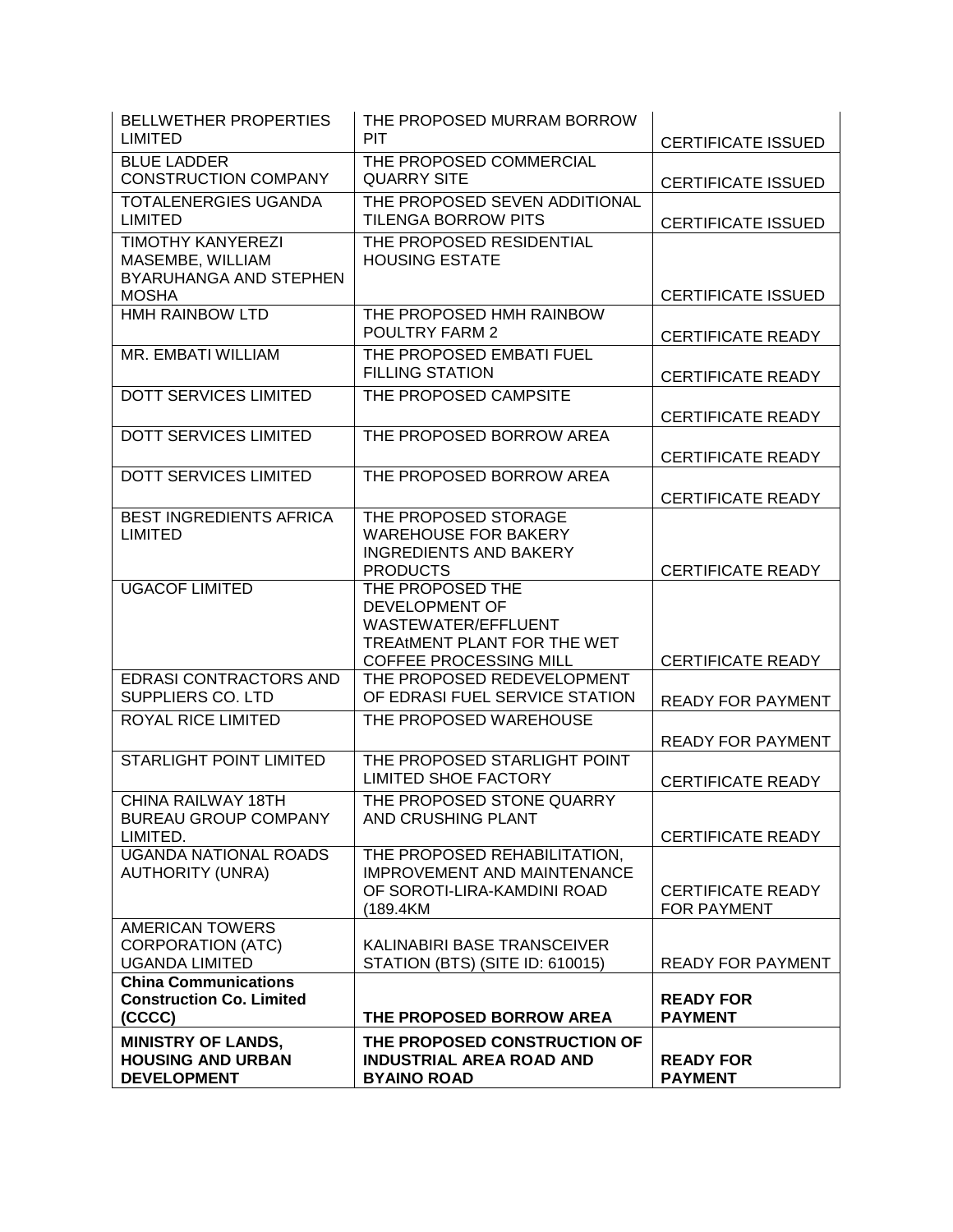| | | |
|---|---|---|
| BELLWETHER PROPERTIES LIMITED | THE PROPOSED MURRAM BORROW PIT | CERTIFICATE ISSUED |
| BLUE LADDER CONSTRUCTION COMPANY | THE PROPOSED COMMERCIAL QUARRY SITE | CERTIFICATE ISSUED |
| TOTALENERGIES UGANDA LIMITED | THE PROPOSED SEVEN ADDITIONAL TILENGA BORROW PITS | CERTIFICATE ISSUED |
| TIMOTHY KANYEREZI MASEMBE, WILLIAM BYARUHANGA AND STEPHEN MOSHA | THE PROPOSED RESIDENTIAL HOUSING ESTATE | CERTIFICATE ISSUED |
| HMH RAINBOW LTD | THE PROPOSED HMH RAINBOW POULTRY FARM 2 | CERTIFICATE READY |
| MR. EMBATI WILLIAM | THE PROPOSED EMBATI FUEL FILLING STATION | CERTIFICATE READY |
| DOTT SERVICES LIMITED | THE PROPOSED CAMPSITE | CERTIFICATE READY |
| DOTT SERVICES LIMITED | THE PROPOSED BORROW AREA | CERTIFICATE READY |
| DOTT SERVICES LIMITED | THE PROPOSED BORROW AREA | CERTIFICATE READY |
| BEST INGREDIENTS AFRICA LIMITED | THE PROPOSED STORAGE WAREHOUSE FOR BAKERY INGREDIENTS AND BAKERY PRODUCTS | CERTIFICATE READY |
| UGACOF LIMITED | THE PROPOSED THE DEVELOPMENT OF WASTEWATER/EFFLUENT TREAtMENT PLANT FOR THE WET COFFEE PROCESSING MILL | CERTIFICATE READY |
| EDRASI CONTRACTORS AND SUPPLIERS CO. LTD | THE PROPOSED REDEVELOPMENT OF EDRASI FUEL SERVICE STATION | READY FOR PAYMENT |
| ROYAL RICE LIMITED | THE PROPOSED WAREHOUSE | READY FOR PAYMENT |
| STARLIGHT POINT LIMITED | THE PROPOSED STARLIGHT POINT LIMITED SHOE FACTORY | CERTIFICATE READY |
| CHINA RAILWAY 18TH BUREAU GROUP COMPANY LIMITED. | THE PROPOSED STONE QUARRY AND CRUSHING PLANT | CERTIFICATE READY |
| UGANDA NATIONAL ROADS AUTHORITY (UNRA) | THE PROPOSED REHABILITATION, IMPROVEMENT AND MAINTENANCE OF SOROTI-LIRA-KAMDINI ROAD (189.4KM | CERTIFICATE READY FOR PAYMENT |
| AMERICAN TOWERS CORPORATION (ATC) UGANDA LIMITED | KALINABIRI BASE TRANSCEIVER STATION (BTS) (SITE ID: 610015) | READY FOR PAYMENT |
| **China Communications Construction Co. Limited (CCCC)** | **THE PROPOSED BORROW AREA** | **READY FOR PAYMENT** |
| **MINISTRY OF LANDS, HOUSING AND URBAN DEVELOPMENT** | **THE PROPOSED CONSTRUCTION OF INDUSTRIAL AREA ROAD AND BYAINO ROAD** | **READY FOR PAYMENT** |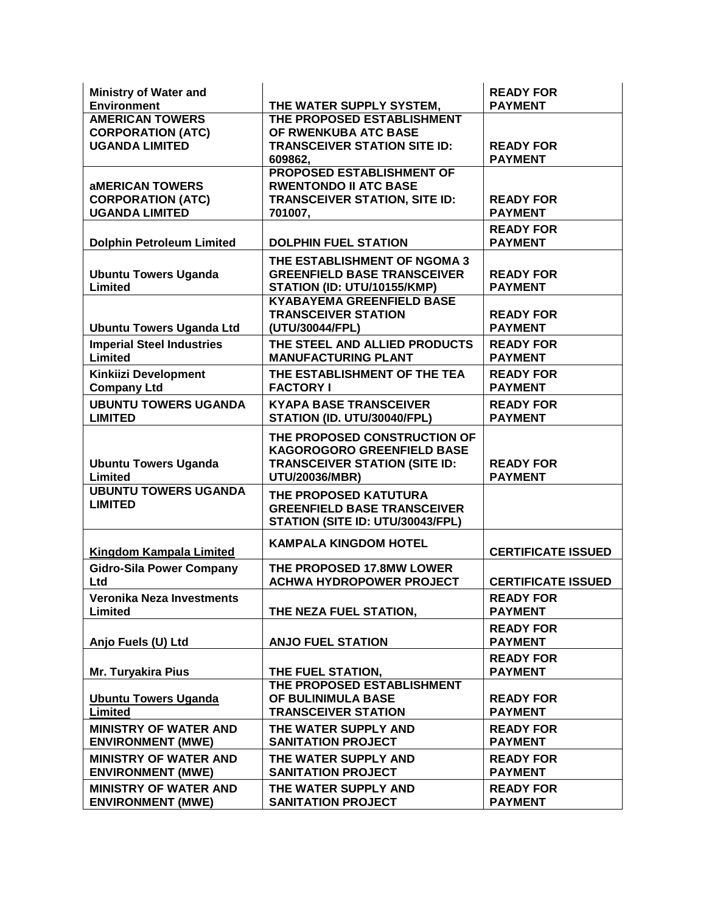| | | |
|---|---|---|
| **Ministry of Water and Environment** | **THE WATER SUPPLY SYSTEM,** | **READY FOR PAYMENT** |
| **AMERICAN TOWERS CORPORATION (ATC) UGANDA LIMITED** | **THE PROPOSED ESTABLISHMENT OF RWENKUBA ATC BASE TRANSCEIVER STATION SITE ID: 609862,** | **READY FOR PAYMENT** |
| **aMERICAN TOWERS CORPORATION (ATC) UGANDA LIMITED** | **PROPOSED ESTABLISHMENT OF RWENTONDO II ATC BASE TRANSCEIVER STATION, SITE ID: 701007,** | **READY FOR PAYMENT** |
| **Dolphin Petroleum Limited** | **DOLPHIN FUEL STATION** | **READY FOR PAYMENT** |
| **Ubuntu Towers Uganda Limited** | **THE ESTABLISHMENT OF NGOMA 3 GREENFIELD BASE TRANSCEIVER STATION (ID: UTU/10155/KMP)** | **READY FOR PAYMENT** |
| **Ubuntu Towers Uganda Ltd** | **KYABAYEMA GREENFIELD BASE TRANSCEIVER STATION (UTU/30044/FPL)** | **READY FOR PAYMENT** |
| **Imperial Steel Industries Limited** | **THE STEEL AND ALLIED PRODUCTS MANUFACTURING PLANT** | **READY FOR PAYMENT** |
| **Kinkiizi Development Company Ltd** | **THE ESTABLISHMENT OF THE TEA FACTORY I** | **READY FOR PAYMENT** |
| **UBUNTU TOWERS UGANDA LIMITED** | **KYAPA BASE TRANSCEIVER STATION (ID. UTU/30040/FPL)** | **READY FOR PAYMENT** |
| **Ubuntu Towers Uganda Limited** | **THE PROPOSED CONSTRUCTION OF KAGOROGORO GREENFIELD BASE TRANSCEIVER STATION (SITE ID: UTU/20036/MBR)** | **READY FOR PAYMENT** |
| **UBUNTU TOWERS UGANDA LIMITED** | **THE PROPOSED KATUTURA GREENFIELD BASE TRANSCEIVER STATION (SITE ID: UTU/30043/FPL)** | |
| **Kingdom Kampala Limited** | **KAMPALA KINGDOM HOTEL** | **CERTIFICATE ISSUED** |
| **Gidro-Sila Power Company Ltd** | **THE PROPOSED 17.8MW LOWER ACHWA HYDROPOWER PROJECT** | **CERTIFICATE ISSUED** |
| **Veronika Neza Investments Limited** | **THE NEZA FUEL STATION,** | **READY FOR PAYMENT** |
| **Anjo Fuels (U) Ltd** | **ANJO FUEL STATION** | **READY FOR PAYMENT** |
| **Mr. Turyakira Pius** | **THE FUEL STATION,** | **READY FOR PAYMENT** |
| **Ubuntu Towers Uganda Limited** | **THE PROPOSED ESTABLISHMENT OF BULINIMULA BASE TRANSCEIVER STATION** | **READY FOR PAYMENT** |
| **MINISTRY OF WATER AND ENVIRONMENT (MWE)** | **THE WATER SUPPLY AND SANITATION PROJECT** | **READY FOR PAYMENT** |
| **MINISTRY OF WATER AND ENVIRONMENT (MWE)** | **THE WATER SUPPLY AND SANITATION PROJECT** | **READY FOR PAYMENT** |
| **MINISTRY OF WATER AND ENVIRONMENT (MWE)** | **THE WATER SUPPLY AND SANITATION PROJECT** | **READY FOR PAYMENT** |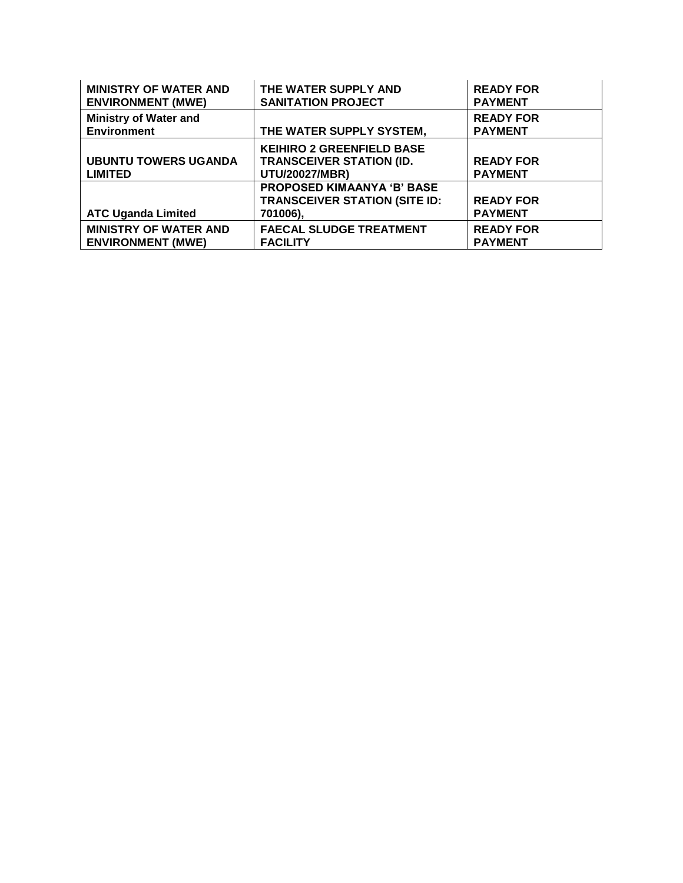| | | |
|---|---|---|
| **MINISTRY OF WATER AND ENVIRONMENT (MWE)** | **THE WATER SUPPLY AND SANITATION PROJECT** | **READY FOR PAYMENT** |
| **Ministry of Water and Environment** | **THE WATER SUPPLY SYSTEM,** | **READY FOR PAYMENT** |
| **UBUNTU TOWERS UGANDA LIMITED** | **KEIHIRO 2 GREENFIELD BASE TRANSCEIVER STATION (ID. UTU/20027/MBR)** | **READY FOR PAYMENT** |
| **ATC Uganda Limited** | **PROPOSED KIMAANYA 'B' BASE TRANSCEIVER STATION (SITE ID: 701006),** | **READY FOR PAYMENT** |
| **MINISTRY OF WATER AND ENVIRONMENT (MWE)** | **FAECAL SLUDGE TREATMENT FACILITY** | **READY FOR PAYMENT** |